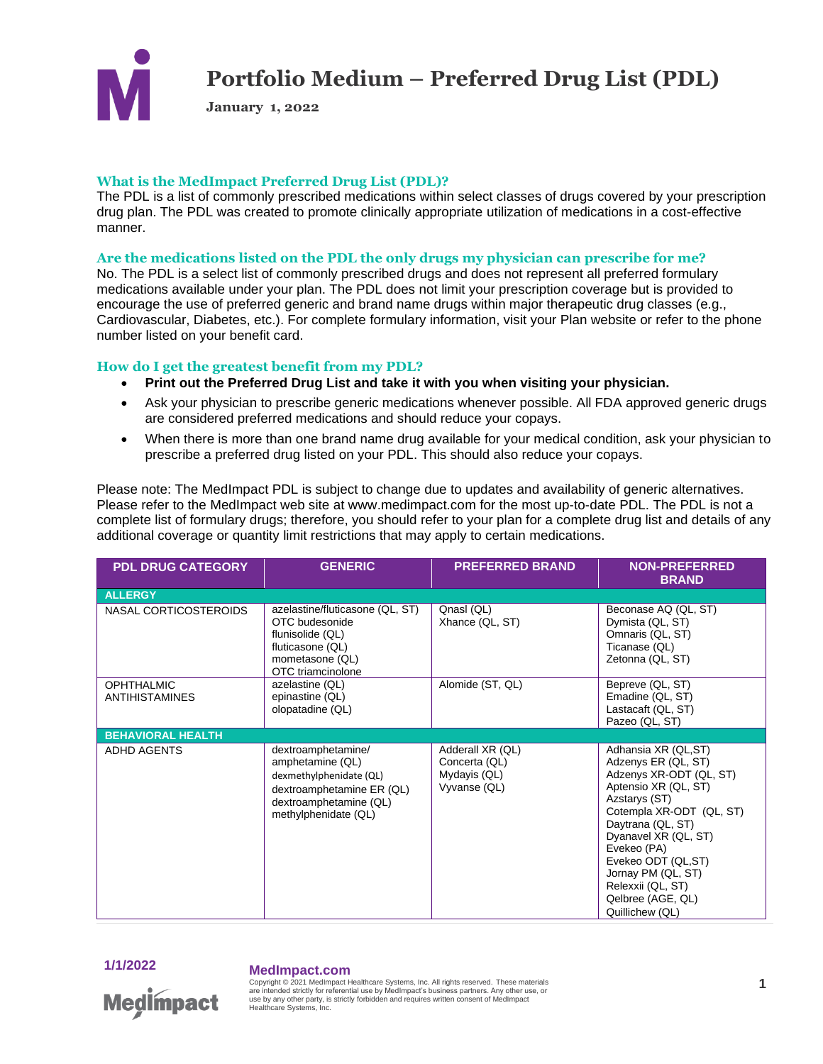# Portfolio Medium – Preferred Drug List (PDL)

**January 1, 2022**

### What is the MedImpact Preferred Drug List (PDL)?

The PDL is a list of commonly prescribed medications within select classes of drugs covered by your prescription drug plan. The PDL was created to promote clinically appropriate utilization of medications in a cost-effective manner.

### Are the medications listed on the PDL the only drugs my physician can prescribe for me?

No. The PDL is a select list of commonly prescribed drugs and does not represent all preferred formulary medications available under your plan. The PDL does not limit your prescription coverage but is provided to encourage the use of preferred generic and brand name drugs within major therapeutic drug classes (e.g., Cardiovascular, Diabetes, etc.). For complete formulary information, visit your Plan website or refer to the phone number listed on your benefit card.

### How do I get the greatest benefit from my PDL?

- **Print out the Preferred Drug List and take it with you when visiting your physician.**
- Ask your physician to prescribe generic medications whenever possible. All FDA approved generic drugs are considered preferred medications and should reduce your copays.
- When there is more than one brand name drug available for your medical condition, ask your physician to prescribe a preferred drug listed on your PDL. This should also reduce your copays.

Please note: The MedImpact PDL is subject to change due to updates and availability of generic alternatives. Please refer to the MedImpact web site at www.medimpact.com for the most up-to-date PDL. The PDL is not a complete list of formulary drugs; therefore, you should refer to your plan for a complete drug list and details of any additional coverage or quantity limit restrictions that may apply to certain medications.

| PDL DRUG CATEGORY | GENERIC | PREFERRED BRAND | NON-PREFERRED BRAND |
|---|---|---|---|
| **ALLERGY** | | | |
| NASAL CORTICOSTEROIDS | azelastine/fluticasone (QL, ST)<br>OTC budesonide<br>flunisolide (QL)<br>fluticasone (QL)<br>mometasone (QL)<br>OTC triamcinolone | Qnasl (QL)<br>Xhance (QL, ST) | Beconase AQ (QL, ST)<br>Dymista (QL, ST)<br>Omnaris (QL, ST)<br>Ticanase (QL)<br>Zetonna (QL, ST) |
| OPHTHALMIC ANTIHISTAMINES | azelastine (QL)<br>epinastine (QL)<br>olopatadine (QL) | Alomide (ST, QL) | Bepreve (QL, ST)<br>Emadine (QL, ST)<br>Lastacaft (QL, ST)<br>Pazeo (QL, ST) |
| **BEHAVIORAL HEALTH** | | | |
| ADHD AGENTS | dextroamphetamine/ amphetamine (QL)<br>dexmethylphenidate (QL)<br>dextroamphetamine ER (QL)<br>dextroamphetamine (QL)<br>methylphenidate (QL) | Adderall XR (QL)<br>Concerta (QL)<br>Mydayis (QL)<br>Vyvanse (QL) | Adhansia XR (QL,ST)<br>Adzenys ER (QL, ST)<br>Adzenys XR-ODT (QL, ST)<br>Aptensio XR (QL, ST)<br>Azstarys (ST)<br>Cotempla XR-ODT (QL, ST)<br>Daytrana (QL, ST)<br>Dyanavel XR (QL, ST)<br>Evekeo (PA)<br>Evekeo ODT (QL,ST)<br>Jornay PM (QL, ST)<br>Relexxii (QL, ST)<br>Qelbree (AGE, QL)<br>Quillichew (QL) |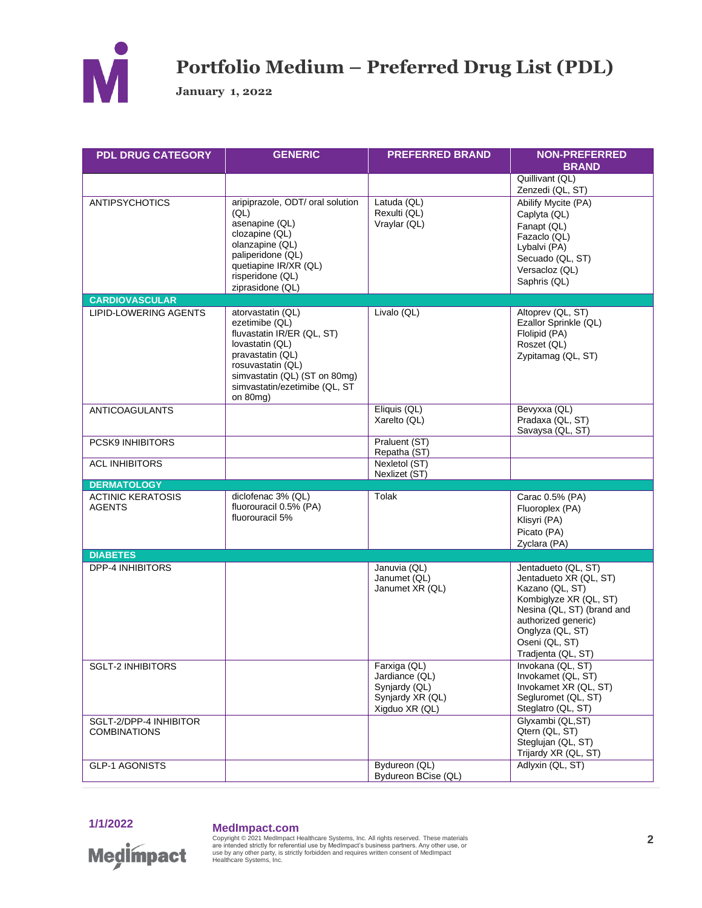# Portfolio Medium – Preferred Drug List (PDL)

**January 1, 2022**

| PDL DRUG CATEGORY | GENERIC | PREFERRED BRAND | NON-PREFERRED BRAND |
|---|---|---|---|
| | | | Quillivant (QL)<br>Zenzedi (QL, ST) |
| ANTIPSYCHOTICS | aripiprazole, ODT/ oral solution (QL)<br>asenapine (QL)<br>clozapine (QL)<br>olanzapine (QL)<br>paliperidone (QL)<br>quetiapine IR/XR (QL)<br>risperidone (QL)<br>ziprasidone (QL) | Latuda (QL)<br>Rexulti (QL)<br>Vraylar (QL) | Abilify Mycite (PA)<br>Caplyta (QL)<br>Fanapt (QL)<br>Fazaclo (QL)<br>Lybalvi (PA)<br>Secuado (QL, ST)<br>Versacloz (QL)<br>Saphris (QL) |
| **CARDIOVASCULAR** | | | |
| LIPID-LOWERING AGENTS | atorvastatin (QL)<br>ezetimibe (QL)<br>fluvastatin IR/ER (QL, ST)<br>lovastatin (QL)<br>pravastatin (QL)<br>rosuvastatin (QL)<br>simvastatin (QL) (ST on 80mg)<br>simvastatin/ezetimibe (QL, ST on 80mg) | Livalo (QL) | Altoprev (QL, ST)<br>Ezallor Sprinkle (QL)<br>Flolipid (PA)<br>Roszet (QL)<br>Zypitamag (QL, ST) |
| ANTICOAGULANTS | | Eliquis (QL)<br>Xarelto (QL) | Bevyxxa (QL)<br>Pradaxa (QL, ST)<br>Savaysa (QL, ST) |
| PCSK9 INHIBITORS | | Praluent (ST)<br>Repatha (ST) | |
| ACL INHIBITORS | | Nexletol (ST)<br>Nexlizet (ST) | |
| **DERMATOLOGY** | | | |
| ACTINIC KERATOSIS AGENTS | diclofenac 3% (QL)<br>fluorouracil 0.5% (PA)<br>fluorouracil 5% | Tolak | Carac 0.5% (PA)<br>Fluoroplex (PA)<br>Klisyri (PA)<br>Picato (PA)<br>Zyclara (PA) |
| **DIABETES** | | | |
| DPP-4 INHIBITORS | | Januvia (QL)<br>Janumet (QL)<br>Janumet XR (QL) | Jentadueto (QL, ST)<br>Jentadueto XR (QL, ST)<br>Kazano (QL, ST)<br>Kombiglyze XR (QL, ST)<br>Nesina (QL, ST) (brand and authorized generic)<br>Onglyza (QL, ST)<br>Oseni (QL, ST)<br>Tradjenta (QL, ST) |
| SGLT-2 INHIBITORS | | Farxiga (QL)<br>Jardiance (QL)<br>Synjardy (QL)<br>Synjardy XR (QL)<br>Xigduo XR (QL) | Invokana (QL, ST)<br>Invokamet (QL, ST)<br>Invokamet XR (QL, ST)<br>Segluromet (QL, ST)<br>Steglatro (QL, ST) |
| SGLT-2/DPP-4 INHIBITOR COMBINATIONS | | | Glyxambi (QL,ST)<br>Qtern (QL, ST)<br>Steglujan (QL, ST)<br>Trijardy XR (QL, ST) |
| GLP-1 AGONISTS | | Bydureon (QL)<br>Bydureon BCise (QL) | Adlyxin (QL, ST) |

1/1/2022

MedImpact.com

Copyright © 2021 MedImpact Healthcare Systems, Inc. All rights reserved. These materials are intended strictly for referential use by MedImpact's business partners. Any other use, or use by any other party, is strictly forbidden and requires written consent of MedImpact Healthcare Systems, Inc.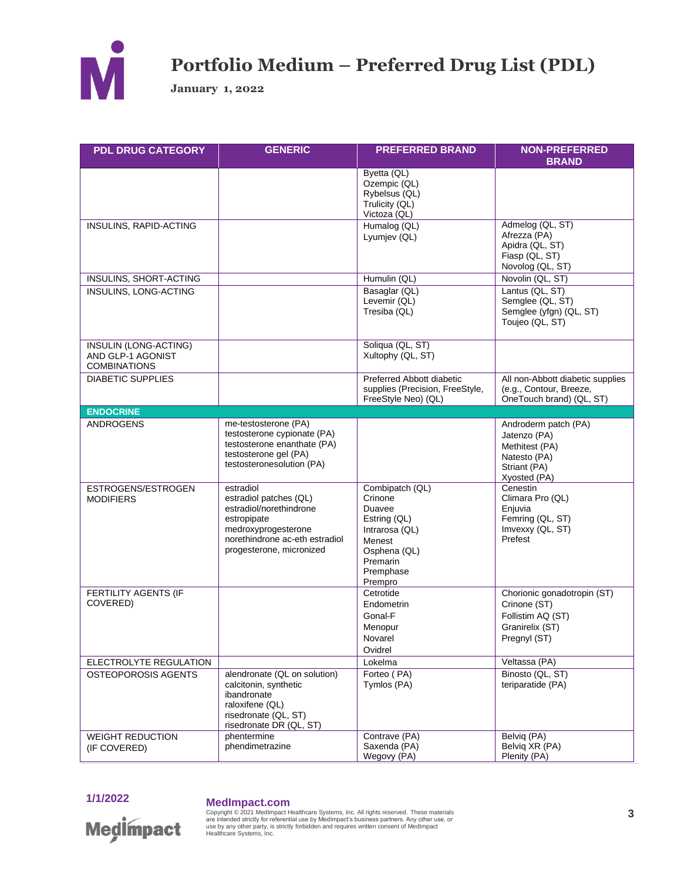# Portfolio Medium – Preferred Drug List (PDL)

**January 1, 2022**

| PDL DRUG CATEGORY | GENERIC | PREFERRED BRAND | NON-PREFERRED BRAND |
|---|---|---|---|
| | | Byetta (QL)<br>Ozempic (QL)<br>Rybelsus (QL)<br>Trulicity (QL)<br>Victoza (QL) | |
| INSULINS, RAPID-ACTING | | Humalog (QL)<br>Lyumjev (QL) | Admelog (QL, ST)<br>Afrezza (PA)<br>Apidra (QL, ST)<br>Fiasp (QL, ST)<br>Novolog (QL, ST) |
| INSULINS, SHORT-ACTING | | Humulin (QL) | Novolin (QL, ST) |
| INSULINS, LONG-ACTING | | Basaglar (QL)<br>Levemir (QL)<br>Tresiba (QL) | Lantus (QL, ST)<br>Semglee (QL, ST)<br>Semglee (yfgn) (QL, ST)<br>Toujeo (QL, ST) |
| INSULIN (LONG-ACTING) AND GLP-1 AGONIST COMBINATIONS | | Soliqua (QL, ST)<br>Xultophy (QL, ST) | |
| DIABETIC SUPPLIES | | Preferred Abbott diabetic supplies (Precision, FreeStyle, FreeStyle Neo) (QL) | All non-Abbott diabetic supplies (e.g., Contour, Breeze, OneTouch brand) (QL, ST) |
| **ENDOCRINE** | | | |
| ANDROGENS | me-testosterone (PA)<br>testosterone cypionate (PA)<br>testosterone enanthate (PA)<br>testosterone gel (PA)<br>testosteronesolution (PA) | | Androderm patch (PA)<br>Jatenzo (PA)<br>Methitest (PA)<br>Natesto (PA)<br>Striant (PA)<br>Xyosted (PA) |
| ESTROGENS/ESTROGEN MODIFIERS | estradiol<br>estradiol patches (QL)<br>estradiol/norethindrone<br>estropipate<br>medroxyprogesterone<br>norethindrone ac-eth estradiol<br>progesterone, micronized | Combipatch (QL)<br>Crinone<br>Duavee<br>Estring (QL)<br>Intrarosa (QL)<br>Menest<br>Osphena (QL)<br>Premarin<br>Premphase<br>Prempro | Cenestin<br>Climara Pro (QL)<br>Enjuvia<br>Femring (QL, ST)<br>Imvexxy (QL, ST)<br>Prefest |
| FERTILITY AGENTS (IF COVERED) | | Cetrotide<br>Endometrin<br>Gonal-F<br>Menopur<br>Novarel<br>Ovidrel | Chorionic gonadotropin (ST)<br>Crinone (ST)<br>Follistim AQ (ST)<br>Granirelix (ST)<br>Pregnyl (ST) |
| ELECTROLYTE REGULATION | | Lokelma | Veltassa (PA) |
| OSTEOPOROSIS AGENTS | alendronate (QL on solution)<br>calcitonin, synthetic<br>ibandronate<br>raloxifene (QL)<br>risedronate (QL, ST)<br>risedronate DR (QL, ST) | Forteo ( PA)<br>Tymlos (PA) | Binosto (QL, ST)<br>teriparatide (PA) |
| WEIGHT REDUCTION (IF COVERED) | phentermine<br>phendimetrazine | Contrave (PA)<br>Saxenda (PA)<br>Wegovy (PA) | Belviq (PA)<br>Belviq XR (PA)<br>Plenity (PA) |

1/1/2022

**MedImpact.com**
Copyright © 2021 MedImpact Healthcare Systems, Inc. All rights reserved. These materials are intended strictly for referential use by MedImpact's business partners. Any other use, or use by any other party, is strictly forbidden and requires written consent of MedImpact Healthcare Systems, Inc.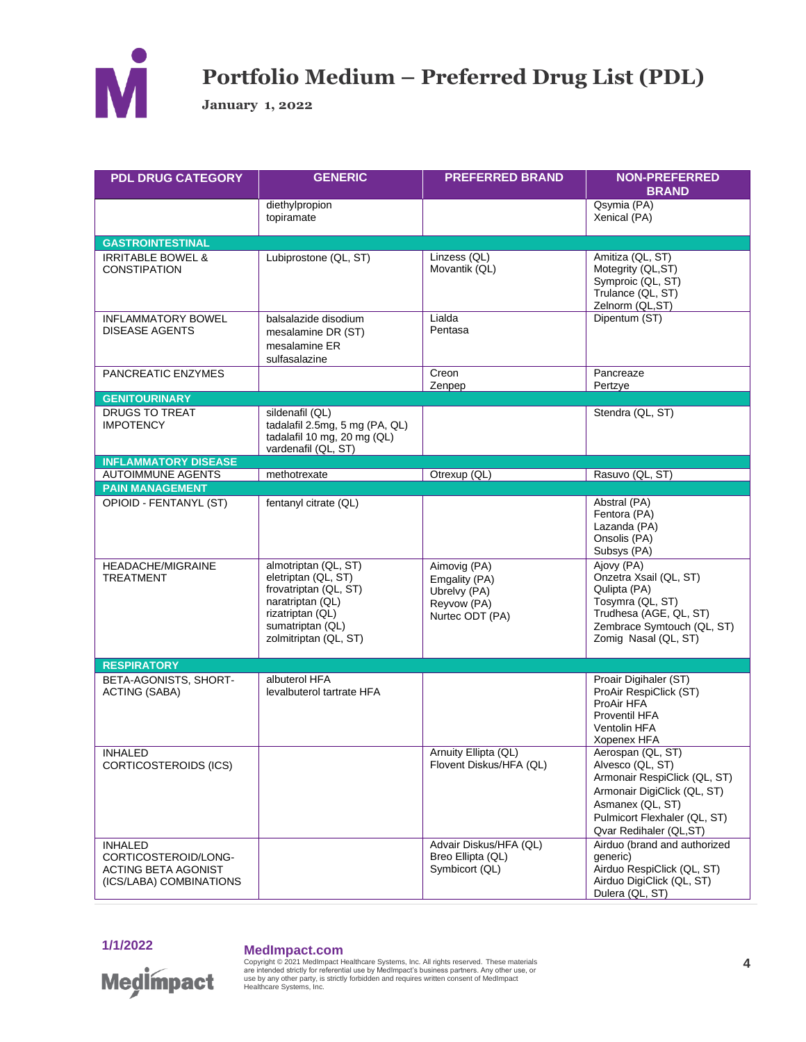# Portfolio Medium – Preferred Drug List (PDL)

**January 1, 2022**

| PDL DRUG CATEGORY | GENERIC | PREFERRED BRAND | NON-PREFERRED BRAND |
|---|---|---|---|
| | diethylpropion<br>topiramate | | Qsymia (PA)<br>Xenical (PA) |
| **GASTROINTESTINAL** | | | |
| IRRITABLE BOWEL & CONSTIPATION | Lubiprostone (QL, ST) | Linzess (QL)<br>Movantik (QL) | Amitiza (QL, ST)<br>Motegrity (QL,ST)<br>Symproic (QL, ST)<br>Trulance (QL, ST)<br>Zelnorm (QL,ST) |
| INFLAMMATORY BOWEL DISEASE AGENTS | balsalazide disodium<br>mesalamine DR (ST)<br>mesalamine ER<br>sulfasalazine | Lialda<br>Pentasa | Dipentum (ST) |
| PANCREATIC ENZYMES | | Creon<br>Zenpep | Pancreaze<br>Pertzye |
| **GENITOURINARY** | | | |
| DRUGS TO TREAT IMPOTENCY | sildenafil (QL)<br>tadalafil 2.5mg, 5 mg (PA, QL)<br>tadalafil 10 mg, 20 mg (QL)<br>vardenafil (QL, ST) | | Stendra (QL, ST) |
| **INFLAMMATORY DISEASE** | | | |
| AUTOIMMUNE AGENTS | methotrexate | Otrexup (QL) | Rasuvo (QL, ST) |
| **PAIN MANAGEMENT** | | | |
| OPIOID - FENTANYL (ST) | fentanyl citrate (QL) | | Abstral (PA)<br>Fentora (PA)<br>Lazanda (PA)<br>Onsolis (PA)<br>Subsys (PA) |
| HEADACHE/MIGRAINE TREATMENT | almotriptan (QL, ST)<br>eletriptan (QL, ST)<br>frovatriptan (QL, ST)<br>naratriptan (QL)<br>rizatriptan (QL)<br>sumatriptan (QL)<br>zolmitriptan (QL, ST) | Aimovig (PA)<br>Emgality (PA)<br>Ubrelvy (PA)<br>Reyvow (PA)<br>Nurtec ODT (PA) | Ajovy (PA)<br>Onzetra Xsail (QL, ST)<br>Qulipta (PA)<br>Tosymra (QL, ST)<br>Trudhesa (AGE, QL, ST)<br>Zembrace Symtouch (QL, ST)<br>Zomig Nasal (QL, ST) |
| **RESPIRATORY** | | | |
| BETA-AGONISTS, SHORT-ACTING (SABA) | albuterol HFA<br>levalbuterol tartrate HFA | | Proair Digihaler (ST)<br>ProAir RespiClick (ST)<br>ProAir HFA<br>Proventil HFA<br>Ventolin HFA<br>Xopenex HFA |
| INHALED CORTICOSTEROIDS (ICS) | | Arnuity Ellipta (QL)<br>Flovent Diskus/HFA (QL) | Aerospan (QL, ST)<br>Alvesco (QL, ST)<br>Armonair RespiClick (QL, ST)<br>Armonair DigiClick (QL, ST)<br>Asmanex (QL, ST)<br>Pulmicort Flexhaler (QL, ST)<br>Qvar Redihaler (QL,ST) |
| INHALED CORTICOSTEROID/LONG-ACTING BETA AGONIST (ICS/LABA) COMBINATIONS | | Advair Diskus/HFA (QL)<br>Breo Ellipta (QL)<br>Symbicort (QL) | Airduo (brand and authorized generic)<br>Airduo RespiClick (QL, ST)<br>Airduo DigiClick (QL, ST)<br>Dulera (QL, ST) |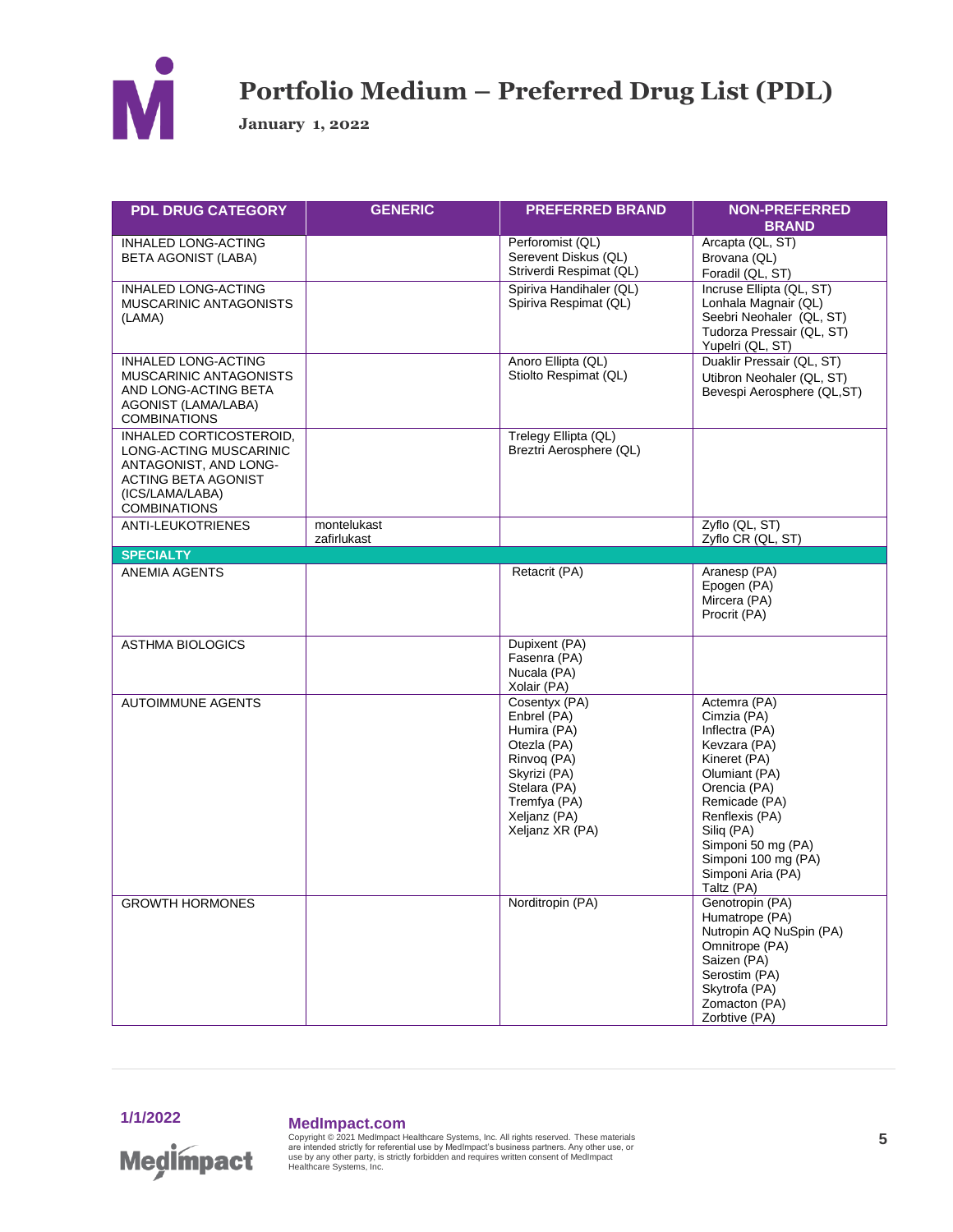# Portfolio Medium – Preferred Drug List (PDL)

**January 1, 2022**

| PDL DRUG CATEGORY | GENERIC | PREFERRED BRAND | NON-PREFERRED BRAND |
|---|---|---|---|
| INHALED LONG-ACTING BETA AGONIST (LABA) | | Perforomist (QL)<br>Serevent Diskus (QL)<br>Striverdi Respimat (QL) | Arcapta (QL, ST)<br>Brovana (QL)<br>Foradil (QL, ST) |
| INHALED LONG-ACTING MUSCARINIC ANTAGONISTS (LAMA) | | Spiriva Handihaler (QL)<br>Spiriva Respimat (QL) | Incruse Ellipta (QL, ST)<br>Lonhala Magnair (QL)<br>Seebri Neohaler (QL, ST)<br>Tudorza Pressair (QL, ST)<br>Yupelri (QL, ST) |
| INHALED LONG-ACTING MUSCARINIC ANTAGONISTS AND LONG-ACTING BETA AGONIST (LAMA/LABA) COMBINATIONS | | Anoro Ellipta (QL)<br>Stiolto Respimat (QL) | Duaklir Pressair (QL, ST)<br>Utibron Neohaler (QL, ST)<br>Bevespi Aerosphere (QL,ST) |
| INHALED CORTICOSTEROID, LONG-ACTING MUSCARINIC ANTAGONIST, AND LONG-ACTING BETA AGONIST (ICS/LAMA/LABA) COMBINATIONS | | Trelegy Ellipta (QL)<br>Breztri Aerosphere (QL) | |
| ANTI-LEUKOTRIENES | montelukast<br>zafirlukast | | Zyflo (QL, ST)<br>Zyflo CR (QL, ST) |
| **SPECIALTY** | | | |
| ANEMIA AGENTS | | Retacrit (PA) | Aranesp (PA)<br>Epogen (PA)<br>Mircera (PA)<br>Procrit (PA) |
| ASTHMA BIOLOGICS | | Dupixent (PA)<br>Fasenra (PA)<br>Nucala (PA)<br>Xolair (PA) | |
| AUTOIMMUNE AGENTS | | Cosentyx (PA)<br>Enbrel (PA)<br>Humira (PA)<br>Otezla (PA)<br>Rinvoq (PA)<br>Skyrizi (PA)<br>Stelara (PA)<br>Tremfya (PA)<br>Xeljanz (PA)<br>Xeljanz XR (PA) | Actemra (PA)<br>Cimzia (PA)<br>Inflectra (PA)<br>Kevzara (PA)<br>Kineret (PA)<br>Olumiant (PA)<br>Orencia (PA)<br>Remicade (PA)<br>Renflexis (PA)<br>Siliq (PA)<br>Simponi 50 mg (PA)<br>Simponi 100 mg (PA)<br>Simponi Aria (PA)<br>Taltz (PA) |
| GROWTH HORMONES | | Norditropin (PA) | Genotropin (PA)<br>Humatrope (PA)<br>Nutropin AQ NuSpin (PA)<br>Omnitrope (PA)<br>Saizen (PA)<br>Serostim (PA)<br>Skytrofa (PA)<br>Zomacton (PA)<br>Zorbtive (PA) |

MedImpact.com

Copyright © 2021 MedImpact Healthcare Systems, Inc. All rights reserved. These materials are intended strictly for referential use by MedImpact's business partners. Any other use, or use by any other party, is strictly forbidden and requires written consent of MedImpact Healthcare Systems, Inc.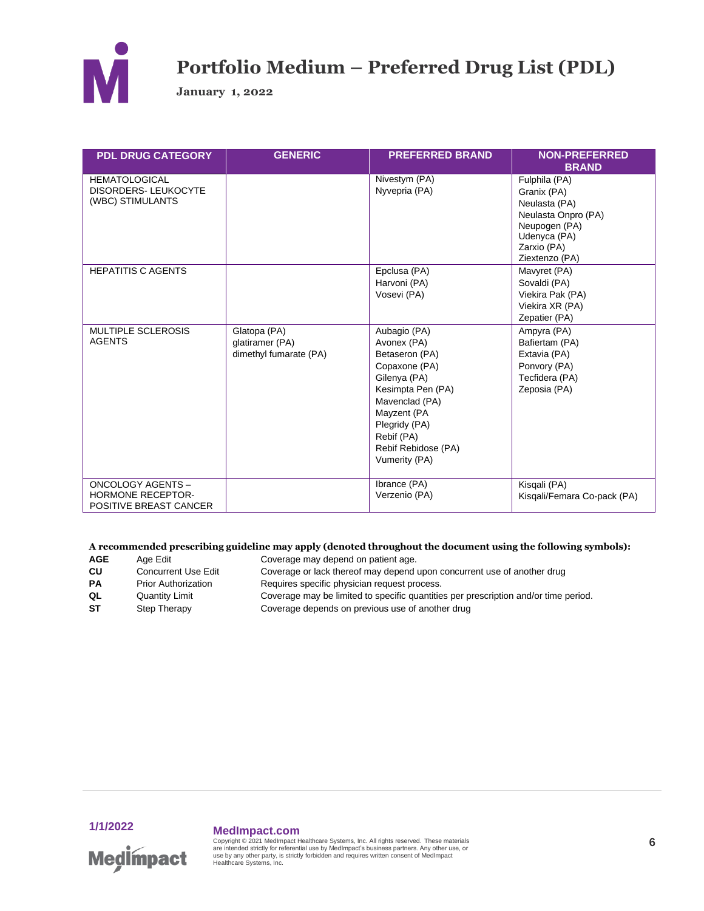# Portfolio Medium – Preferred Drug List (PDL)

**January 1, 2022**

| PDL DRUG CATEGORY | GENERIC | PREFERRED BRAND | NON-PREFERRED BRAND |
|---|---|---|---|
| HEMATOLOGICAL DISORDERS- LEUKOCYTE (WBC) STIMULANTS | | Nivestym (PA)<br>Nyvepria (PA) | Fulphila (PA)<br>Granix (PA)<br>Neulasta (PA)<br>Neulasta Onpro (PA)<br>Neupogen (PA)<br>Udenyca (PA)<br>Zarxio (PA)<br>Ziextenzo (PA) |
| HEPATITIS C AGENTS | | Epclusa (PA)<br>Harvoni (PA)<br>Vosevi (PA) | Mavyret (PA)<br>Sovaldi (PA)<br>Viekira Pak (PA)<br>Viekira XR (PA)<br>Zepatier (PA) |
| MULTIPLE SCLEROSIS AGENTS | Glatopa (PA)<br>glatiramer (PA)<br>dimethyl fumarate (PA) | Aubagio (PA)<br>Avonex (PA)<br>Betaseron (PA)<br>Copaxone (PA)<br>Gilenya (PA)<br>Kesimpta Pen (PA)<br>Mavenclad (PA)<br>Mayzent (PA<br>Plegridy (PA)<br>Rebif (PA)<br>Rebif Rebidose (PA)<br>Vumerity (PA) | Ampyra (PA)<br>Bafiertam (PA)<br>Extavia (PA)<br>Ponvory (PA)<br>Tecfidera (PA)<br>Zeposia (PA) |
| ONCOLOGY AGENTS – HORMONE RECEPTOR-POSITIVE BREAST CANCER | | Ibrance (PA)<br>Verzenio (PA) | Kisqali (PA)<br>Kisqali/Femara Co-pack (PA) |

**A recommended prescribing guideline may apply (denoted throughout the document using the following symbols):**

| | | |
|---|---|---|
| **AGE** | Age Edit | Coverage may depend on patient age. |
| **CU** | Concurrent Use Edit | Coverage or lack thereof may depend upon concurrent use of another drug |
| **PA** | Prior Authorization | Requires specific physician request process. |
| **QL** | Quantity Limit | Coverage may be limited to specific quantities per prescription and/or time period. |
| **ST** | Step Therapy | Coverage depends on previous use of another drug |

1/1/2022

MedImpact.com

Copyright © 2021 MedImpact Healthcare Systems, Inc. All rights reserved. These materials are intended strictly for referential use by MedImpact's business partners. Any other use, or use by any other party, is strictly forbidden and requires written consent of MedImpact Healthcare Systems, Inc.